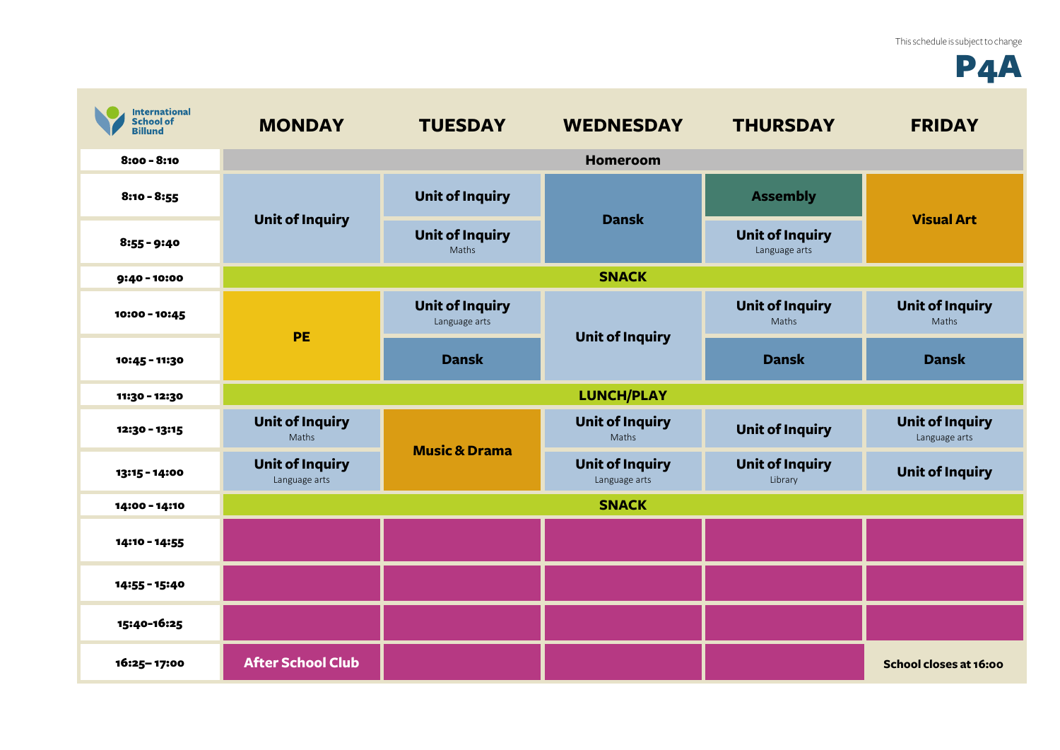This schedule is subject to change

# P4A

International School of Billund

| | MONDAY | TUESDAY | WEDNESDAY | THURSDAY | FRIDAY |
|---|---|---|---|---|---|
| 8:00 - 8:10 | Homeroom | Homeroom | Homeroom | Homeroom | Homeroom |
| 8:10 - 8:55 | Unit of Inquiry | Unit of Inquiry | Dansk | Assembly | Visual Art |
| 8:55 - 9:40 | Unit of Inquiry | Unit of Inquiry (Maths) | Dansk | Unit of Inquiry (Language arts) | Visual Art |
| 9:40 - 10:00 | SNACK | SNACK | SNACK | SNACK | SNACK |
| 10:00 - 10:45 | PE | Unit of Inquiry (Language arts) | Unit of Inquiry | Unit of Inquiry (Maths) | Unit of Inquiry (Maths) |
| 10:45 - 11:30 | PE | Dansk | Unit of Inquiry | Dansk | Dansk |
| 11:30 - 12:30 | LUNCH/PLAY | LUNCH/PLAY | LUNCH/PLAY | LUNCH/PLAY | LUNCH/PLAY |
| 12:30 - 13:15 | Unit of Inquiry (Maths) | Music & Drama | Unit of Inquiry (Maths) | Unit of Inquiry | Unit of Inquiry (Language arts) |
| 13:15 - 14:00 | Unit of Inquiry (Language arts) | Music & Drama | Unit of Inquiry (Language arts) | Unit of Inquiry (Library) | Unit of Inquiry |
| 14:00 - 14:10 | SNACK | SNACK | SNACK | SNACK | SNACK |
| 14:10 - 14:55 | | | | | |
| 14:55 - 15:40 | | | | | |
| 15:40-16:25 | | | | | |
| 16:25– 17:00 | After School Club | | | | School closes at 16:00 |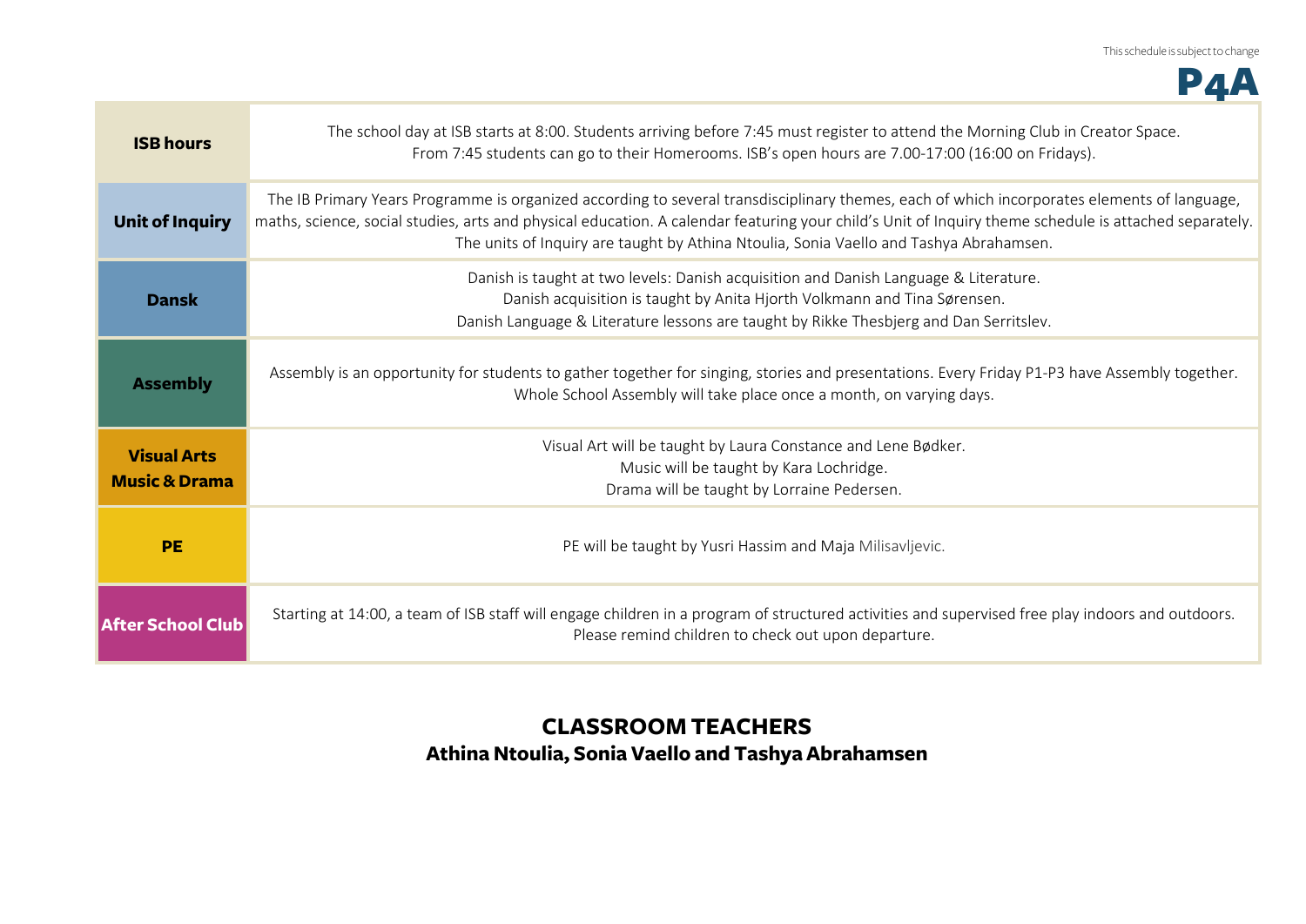This schedule is subject to change

# P4A

| | |
|---|---|
| **ISB hours** | The school day at ISB starts at 8:00. Students arriving before 7:45 must register to attend the Morning Club in Creator Space. From 7:45 students can go to their Homerooms. ISB's open hours are 7.00-17:00 (16:00 on Fridays). |
| **Unit of Inquiry** | The IB Primary Years Programme is organized according to several transdisciplinary themes, each of which incorporates elements of language, maths, science, social studies, arts and physical education. A calendar featuring your child's Unit of Inquiry theme schedule is attached separately. The units of Inquiry are taught by Athina Ntoulia, Sonia Vaello and Tashya Abrahamsen. |
| **Dansk** | Danish is taught at two levels: Danish acquisition and Danish Language & Literature. Danish acquisition is taught by Anita Hjorth Volkmann and Tina Sørensen. Danish Language & Literature lessons are taught by Rikke Thesbjerg and Dan Serritslev. |
| **Assembly** | Assembly is an opportunity for students to gather together for singing, stories and presentations. Every Friday P1-P3 have Assembly together. Whole School Assembly will take place once a month, on varying days. |
| **Visual Arts Music & Drama** | Visual Art will be taught by Laura Constance and Lene Bødker. Music will be taught by Kara Lochridge. Drama will be taught by Lorraine Pedersen. |
| **PE** | PE will be taught by Yusri Hassim and Maja Milisavljevic. |
| **After School Club** | Starting at 14:00, a team of ISB staff will engage children in a program of structured activities and supervised free play indoors and outdoors. Please remind children to check out upon departure. |

## CLASSROOM TEACHERS

**Athina Ntoulia, Sonia Vaello and Tashya Abrahamsen**